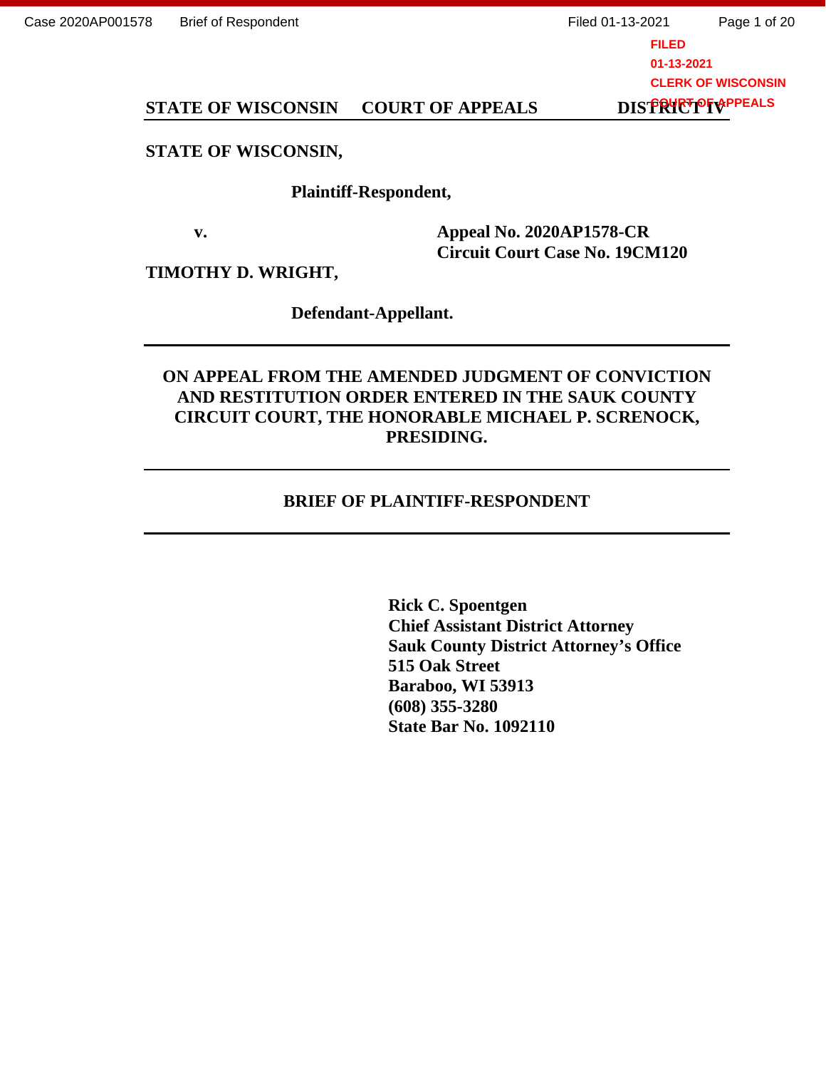**STATE OF WISCONSIN COURT OF APPEALS DISTRICT IV**

**STATE OF WISCONSIN,**

**Plaintiff-Respondent,**

**v.**

**Appeal No. 2020AP1578-CR**
**Circuit Court Case No. 19CM120**

**TIMOTHY D. WRIGHT,**

**Defendant-Appellant.**

---

**ON APPEAL FROM THE AMENDED JUDGMENT OF CONVICTION AND RESTITUTION ORDER ENTERED IN THE SAUK COUNTY CIRCUIT COURT, THE HONORABLE MICHAEL P. SCRENOCK, PRESIDING.**

---

**BRIEF OF PLAINTIFF-RESPONDENT**

---

**Rick C. Spoentgen**
**Chief Assistant District Attorney**
**Sauk County District Attorney's Office**
**515 Oak Street**
**Baraboo, WI 53913**
**(608) 355-3280**
**State Bar No. 1092110**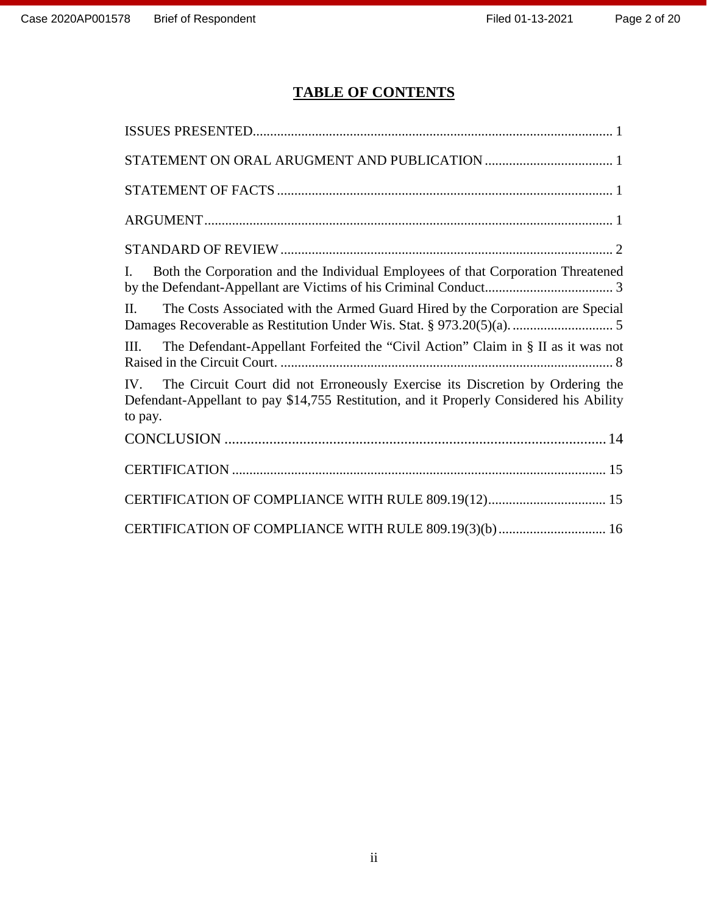# TABLE OF CONTENTS

ISSUES PRESENTED........................................................................................................ 1

STATEMENT ON ORAL ARUGMENT AND PUBLICATION ..................................... 1

STATEMENT OF FACTS ................................................................................................ 1

ARGUMENT..................................................................................................................... 1

STANDARD OF REVIEW ................................................................................................ 2

I. Both the Corporation and the Individual Employees of that Corporation Threatened by the Defendant-Appellant are Victims of his Criminal Conduct..................................... 3

II. The Costs Associated with the Armed Guard Hired by the Corporation are Special Damages Recoverable as Restitution Under Wis. Stat. § 973.20(5)(a). ............................. 5

III. The Defendant-Appellant Forfeited the "Civil Action" Claim in § II as it was not Raised in the Circuit Court. ................................................................................................ 8

IV. The Circuit Court did not Erroneously Exercise its Discretion by Ordering the Defendant-Appellant to pay $14,755 Restitution, and it Properly Considered his Ability to pay.

CONCLUSION ....................................................................................................... 14

CERTIFICATION ........................................................................................................... 15

CERTIFICATION OF COMPLIANCE WITH RULE 809.19(12).................................. 15

CERTIFICATION OF COMPLIANCE WITH RULE 809.19(3)(b)............................... 16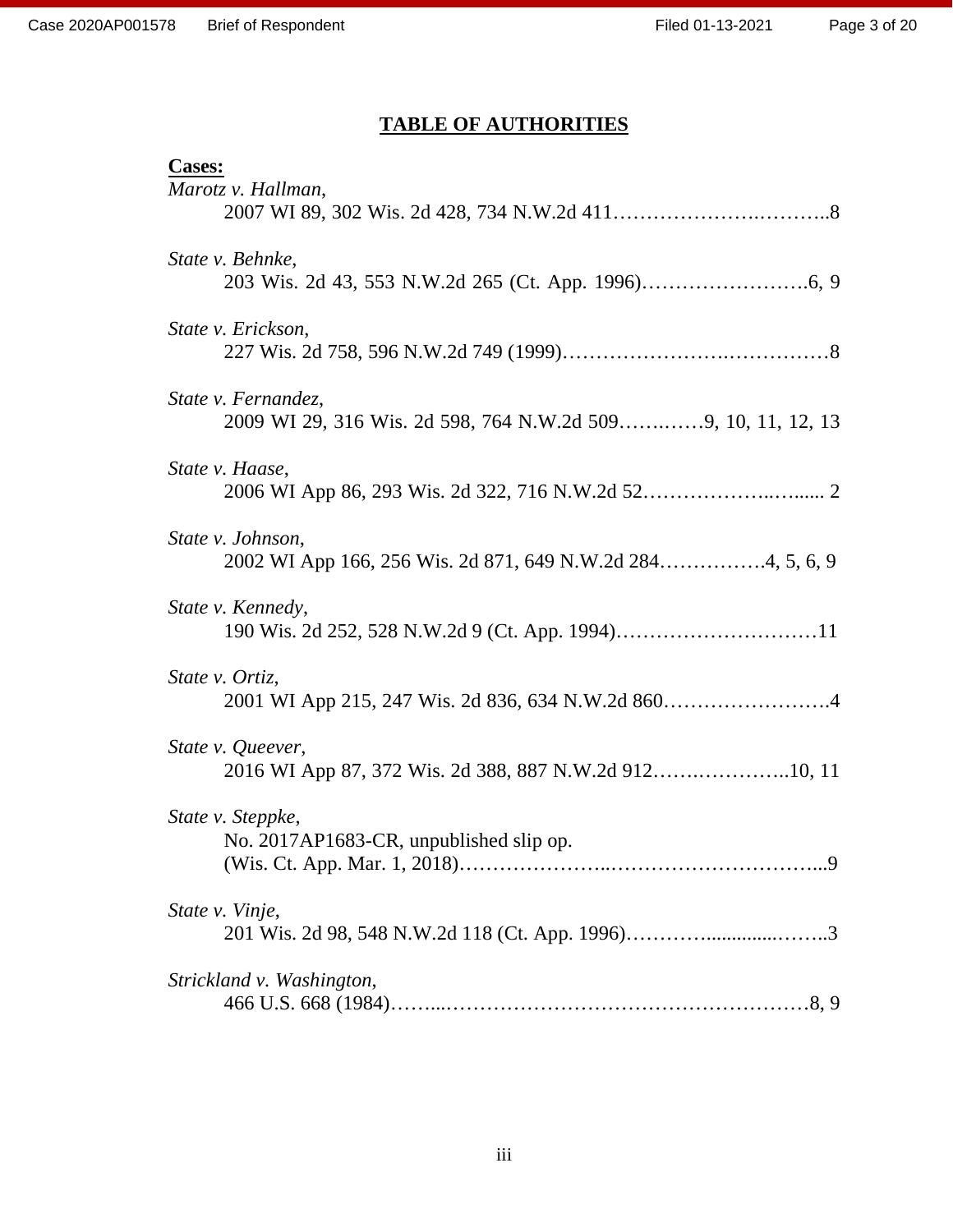# TABLE OF AUTHORITIES

**Cases:**

*Marotz v. Hallman*,
2007 WI 89, 302 Wis. 2d 428, 734 N.W.2d 411……………………….………..8

*State v. Behnke*,
203 Wis. 2d 43, 553 N.W.2d 265 (Ct. App. 1996)…………………….6, 9

*State v. Erickson*,
227 Wis. 2d 758, 596 N.W.2d 749 (1999)…………………….……………8

*State v. Fernandez*,
2009 WI 29, 316 Wis. 2d 598, 764 N.W.2d 509…….……9, 10, 11, 12, 13

*State v. Haase*,
2006 WI App 86, 293 Wis. 2d 322, 716 N.W.2d 52………………..…..... 2

*State v. Johnson*,
2002 WI App 166, 256 Wis. 2d 871, 649 N.W.2d 284……………4, 5, 6, 9

*State v. Kennedy*,
190 Wis. 2d 252, 528 N.W.2d 9 (Ct. App. 1994)…………………………11

*State v. Ortiz*,
2001 WI App 215, 247 Wis. 2d 836, 634 N.W.2d 860…………………….4

*State v. Queever*,
2016 WI App 87, 372 Wis. 2d 388, 887 N.W.2d 912……….………..10, 11

*State v. Steppke*,
No. 2017AP1683-CR, unpublished slip op.
(Wis. Ct. App. Mar. 1, 2018)…………………..…………………………...9

*State v. Vinje*,
201 Wis. 2d 98, 548 N.W.2d 118 (Ct. App. 1996)………….............……..3

*Strickland v. Washington*,
466 U.S. 668 (1984)……...………………………………………………8, 9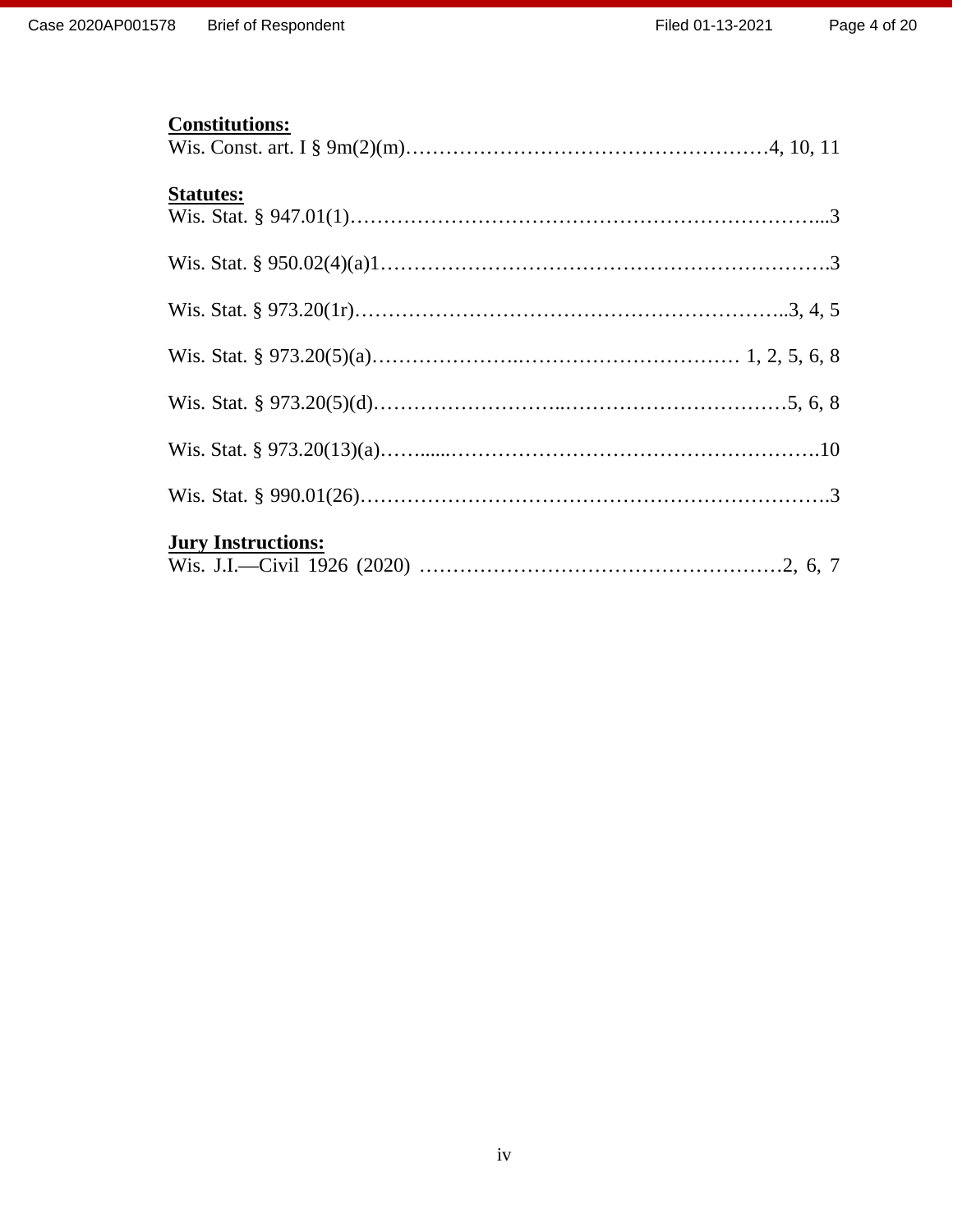**Constitutions:**

Wis. Const. art. I § 9m(2)(m)……………………………………………4, 10, 11

**Statutes:**

Wis. Stat. § 947.01(1)…………………………………………………………...3

Wis. Stat. § 950.02(4)(a)1……………………………………………………….3

Wis. Stat. § 973.20(1r)…………………………………………………..3, 4, 5

Wis. Stat. § 973.20(5)(a)…………………..…………………………… 1, 2, 5, 6, 8

Wis. Stat. § 973.20(5)(d)………………………..……………………………5, 6, 8

Wis. Stat. § 973.20(13)(a)……......……………………………………………….10

Wis. Stat. § 990.01(26)………………………………………………………….3

**Jury Instructions:**

Wis. J.I.—Civil 1926 (2020) ………………………………………………2, 6, 7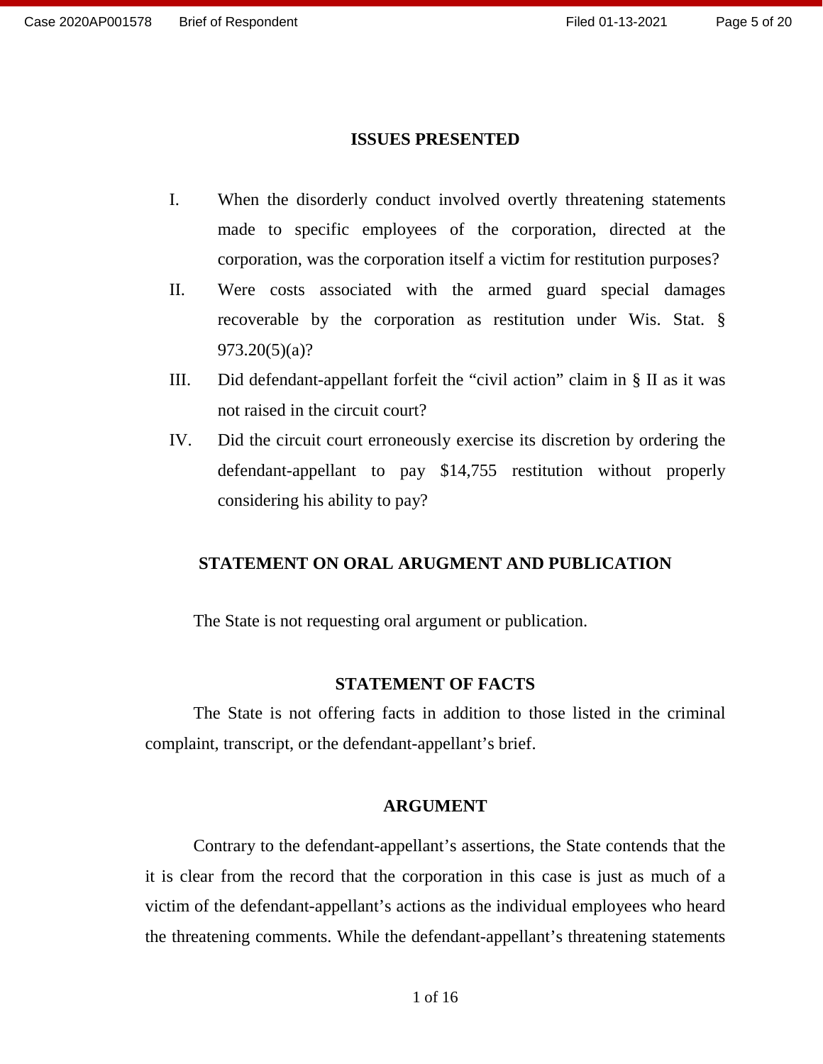## ISSUES PRESENTED

I. When the disorderly conduct involved overtly threatening statements made to specific employees of the corporation, directed at the corporation, was the corporation itself a victim for restitution purposes?

II. Were costs associated with the armed guard special damages recoverable by the corporation as restitution under Wis. Stat. § 973.20(5)(a)?

III. Did defendant-appellant forfeit the "civil action" claim in § II as it was not raised in the circuit court?

IV. Did the circuit court erroneously exercise its discretion by ordering the defendant-appellant to pay $14,755 restitution without properly considering his ability to pay?

## STATEMENT ON ORAL ARUGMENT AND PUBLICATION

The State is not requesting oral argument or publication.

## STATEMENT OF FACTS

The State is not offering facts in addition to those listed in the criminal complaint, transcript, or the defendant-appellant's brief.

## ARGUMENT

Contrary to the defendant-appellant's assertions, the State contends that the it is clear from the record that the corporation in this case is just as much of a victim of the defendant-appellant's actions as the individual employees who heard the threatening comments. While the defendant-appellant's threatening statements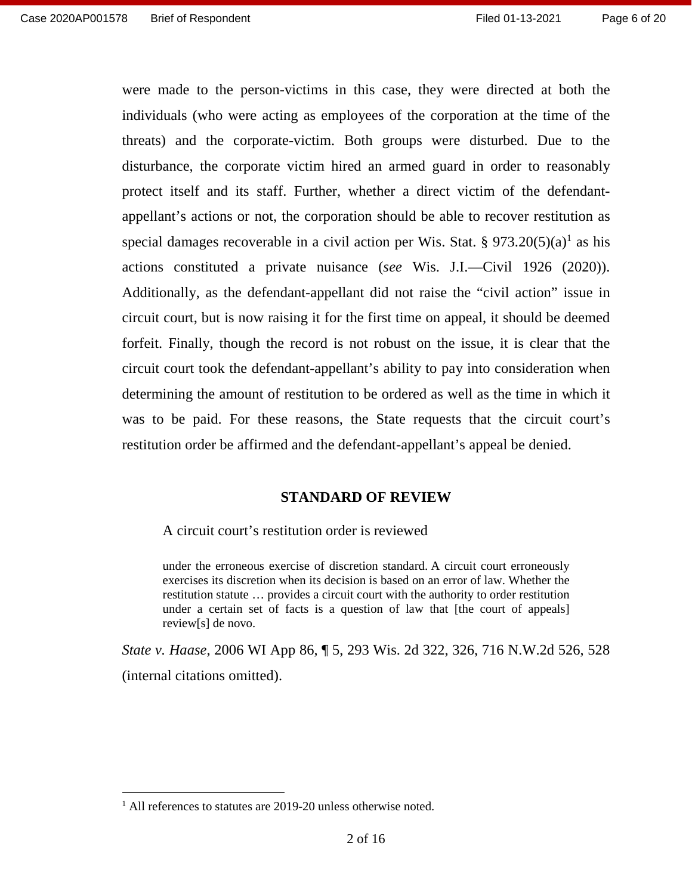were made to the person-victims in this case, they were directed at both the individuals (who were acting as employees of the corporation at the time of the threats) and the corporate-victim. Both groups were disturbed. Due to the disturbance, the corporate victim hired an armed guard in order to reasonably protect itself and its staff. Further, whether a direct victim of the defendant-appellant's actions or not, the corporation should be able to recover restitution as special damages recoverable in a civil action per Wis. Stat. § 973.20(5)(a)[1] as his actions constituted a private nuisance (*see* Wis. J.I.—Civil 1926 (2020)). Additionally, as the defendant-appellant did not raise the "civil action" issue in circuit court, but is now raising it for the first time on appeal, it should be deemed forfeit. Finally, though the record is not robust on the issue, it is clear that the circuit court took the defendant-appellant's ability to pay into consideration when determining the amount of restitution to be ordered as well as the time in which it was to be paid. For these reasons, the State requests that the circuit court's restitution order be affirmed and the defendant-appellant's appeal be denied.

## STANDARD OF REVIEW

A circuit court's restitution order is reviewed

> under the erroneous exercise of discretion standard. A circuit court erroneously exercises its discretion when its decision is based on an error of law. Whether the restitution statute … provides a circuit court with the authority to order restitution under a certain set of facts is a question of law that [the court of appeals] review[s] de novo.

*State v. Haase*, 2006 WI App 86, ¶ 5, 293 Wis. 2d 322, 326, 716 N.W.2d 526, 528 (internal citations omitted).

---

[1] All references to statutes are 2019-20 unless otherwise noted.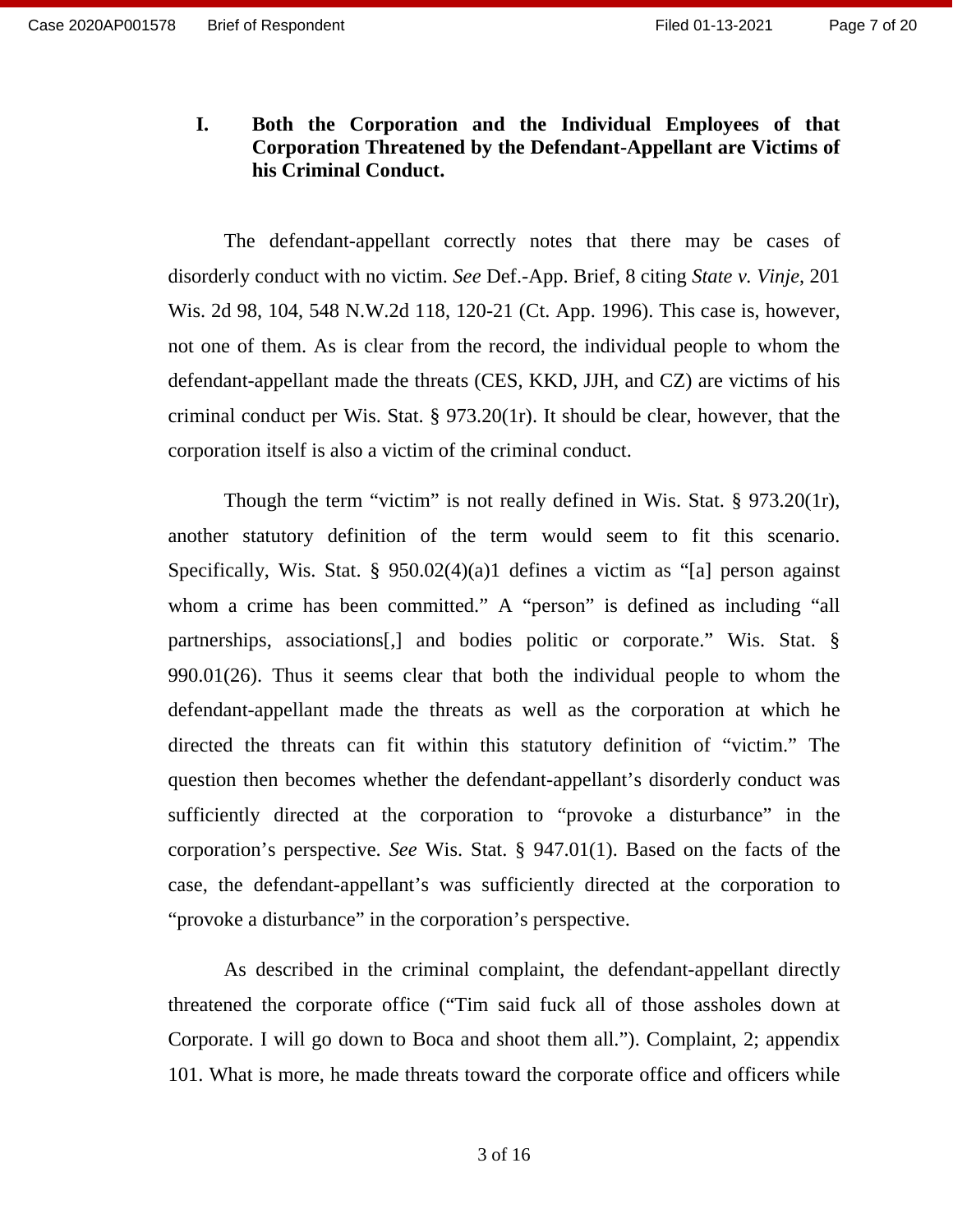## I. Both the Corporation and the Individual Employees of that Corporation Threatened by the Defendant-Appellant are Victims of his Criminal Conduct.

The defendant-appellant correctly notes that there may be cases of disorderly conduct with no victim. *See* Def.-App. Brief, 8 citing *State v. Vinje*, 201 Wis. 2d 98, 104, 548 N.W.2d 118, 120-21 (Ct. App. 1996). This case is, however, not one of them. As is clear from the record, the individual people to whom the defendant-appellant made the threats (CES, KKD, JJH, and CZ) are victims of his criminal conduct per Wis. Stat. § 973.20(1r). It should be clear, however, that the corporation itself is also a victim of the criminal conduct.

Though the term "victim" is not really defined in Wis. Stat. § 973.20(1r), another statutory definition of the term would seem to fit this scenario. Specifically, Wis. Stat. § 950.02(4)(a)1 defines a victim as "[a] person against whom a crime has been committed." A "person" is defined as including "all partnerships, associations[,] and bodies politic or corporate." Wis. Stat. § 990.01(26). Thus it seems clear that both the individual people to whom the defendant-appellant made the threats as well as the corporation at which he directed the threats can fit within this statutory definition of "victim." The question then becomes whether the defendant-appellant's disorderly conduct was sufficiently directed at the corporation to "provoke a disturbance" in the corporation's perspective. *See* Wis. Stat. § 947.01(1). Based on the facts of the case, the defendant-appellant's was sufficiently directed at the corporation to "provoke a disturbance" in the corporation's perspective.

As described in the criminal complaint, the defendant-appellant directly threatened the corporate office ("Tim said fuck all of those assholes down at Corporate. I will go down to Boca and shoot them all."). Complaint, 2; appendix 101. What is more, he made threats toward the corporate office and officers while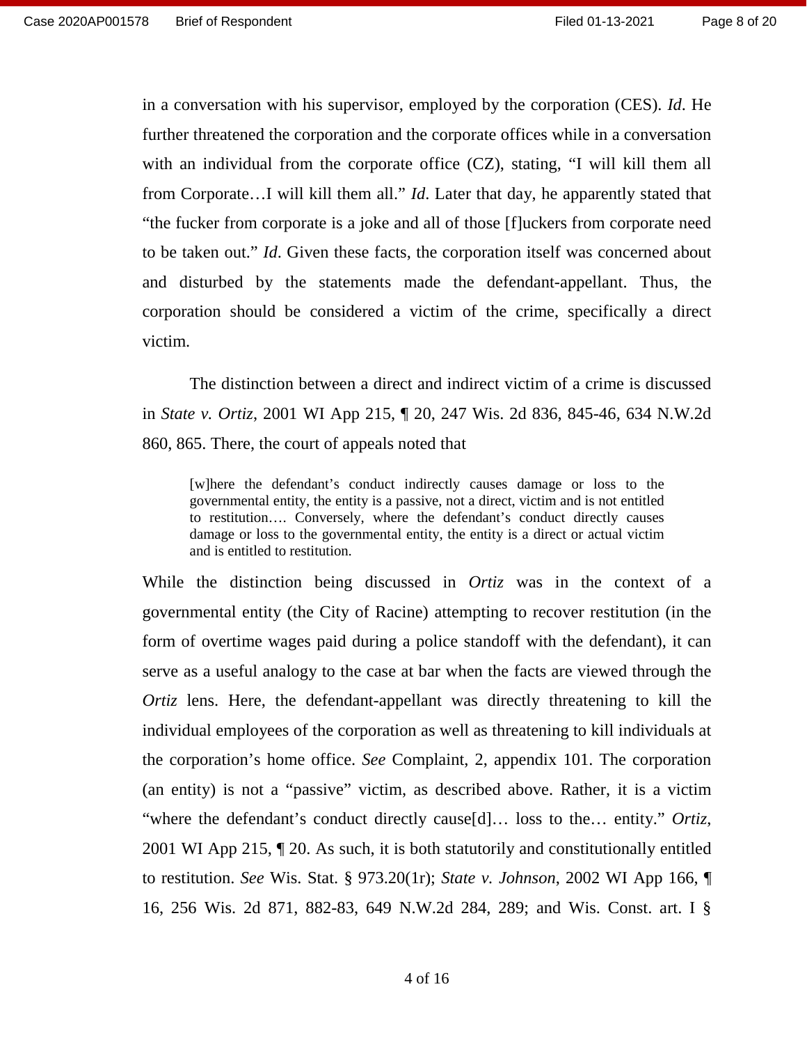in a conversation with his supervisor, employed by the corporation (CES). *Id*. He further threatened the corporation and the corporate offices while in a conversation with an individual from the corporate office (CZ), stating, "I will kill them all from Corporate…I will kill them all." *Id*. Later that day, he apparently stated that "the fucker from corporate is a joke and all of those [f]uckers from corporate need to be taken out." *Id*. Given these facts, the corporation itself was concerned about and disturbed by the statements made the defendant-appellant. Thus, the corporation should be considered a victim of the crime, specifically a direct victim.

The distinction between a direct and indirect victim of a crime is discussed in *State v. Ortiz*, 2001 WI App 215, ¶ 20, 247 Wis. 2d 836, 845-46, 634 N.W.2d 860, 865. There, the court of appeals noted that

> [w]here the defendant's conduct indirectly causes damage or loss to the governmental entity, the entity is a passive, not a direct, victim and is not entitled to restitution…. Conversely, where the defendant's conduct directly causes damage or loss to the governmental entity, the entity is a direct or actual victim and is entitled to restitution.

While the distinction being discussed in *Ortiz* was in the context of a governmental entity (the City of Racine) attempting to recover restitution (in the form of overtime wages paid during a police standoff with the defendant), it can serve as a useful analogy to the case at bar when the facts are viewed through the *Ortiz* lens. Here, the defendant-appellant was directly threatening to kill the individual employees of the corporation as well as threatening to kill individuals at the corporation's home office. *See* Complaint, 2, appendix 101. The corporation (an entity) is not a "passive" victim, as described above. Rather, it is a victim "where the defendant's conduct directly cause[d]… loss to the… entity." *Ortiz*, 2001 WI App 215, ¶ 20. As such, it is both statutorily and constitutionally entitled to restitution. *See* Wis. Stat. § 973.20(1r); *State v. Johnson*, 2002 WI App 166, ¶ 16, 256 Wis. 2d 871, 882-83, 649 N.W.2d 284, 289; and Wis. Const. art. I §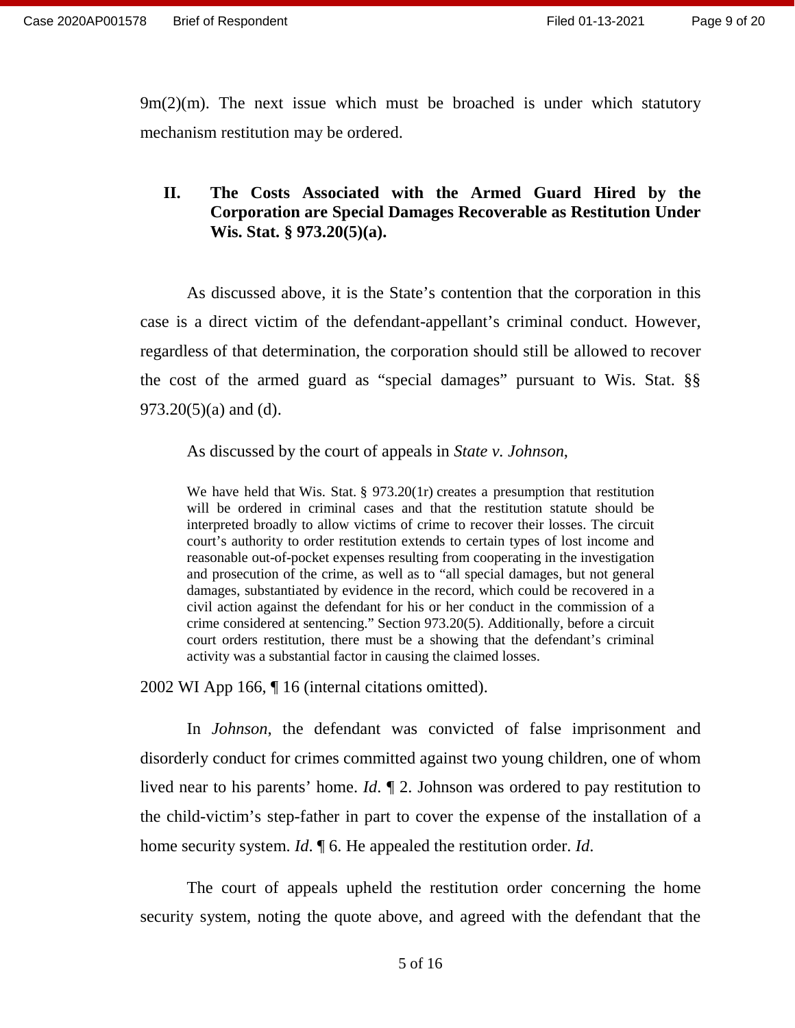9m(2)(m). The next issue which must be broached is under which statutory mechanism restitution may be ordered.

## II. The Costs Associated with the Armed Guard Hired by the Corporation are Special Damages Recoverable as Restitution Under Wis. Stat. § 973.20(5)(a).

As discussed above, it is the State's contention that the corporation in this case is a direct victim of the defendant-appellant's criminal conduct. However, regardless of that determination, the corporation should still be allowed to recover the cost of the armed guard as "special damages" pursuant to Wis. Stat. §§ 973.20(5)(a) and (d).

As discussed by the court of appeals in *State v. Johnson*,

> We have held that Wis. Stat. § 973.20(1r) creates a presumption that restitution will be ordered in criminal cases and that the restitution statute should be interpreted broadly to allow victims of crime to recover their losses. The circuit court's authority to order restitution extends to certain types of lost income and reasonable out-of-pocket expenses resulting from cooperating in the investigation and prosecution of the crime, as well as to "all special damages, but not general damages, substantiated by evidence in the record, which could be recovered in a civil action against the defendant for his or her conduct in the commission of a crime considered at sentencing." Section 973.20(5). Additionally, before a circuit court orders restitution, there must be a showing that the defendant's criminal activity was a substantial factor in causing the claimed losses.

2002 WI App 166, ¶ 16 (internal citations omitted).

In *Johnson*, the defendant was convicted of false imprisonment and disorderly conduct for crimes committed against two young children, one of whom lived near to his parents' home. *Id.* ¶ 2. Johnson was ordered to pay restitution to the child-victim's step-father in part to cover the expense of the installation of a home security system. *Id.* ¶ 6. He appealed the restitution order. *Id.*

The court of appeals upheld the restitution order concerning the home security system, noting the quote above, and agreed with the defendant that the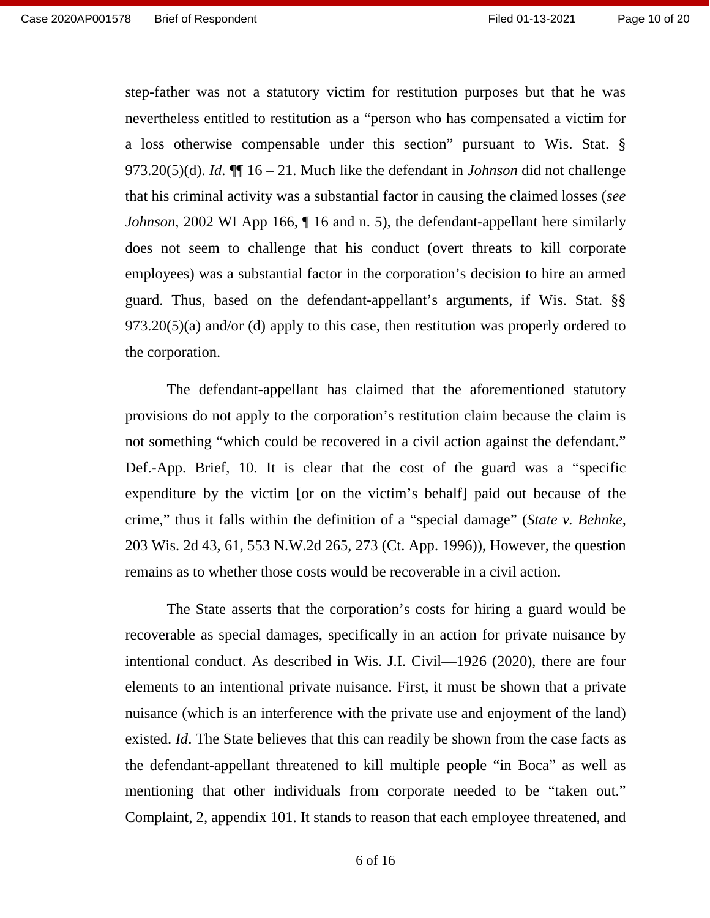step-father was not a statutory victim for restitution purposes but that he was nevertheless entitled to restitution as a "person who has compensated a victim for a loss otherwise compensable under this section" pursuant to Wis. Stat. § 973.20(5)(d). *Id*. ¶¶ 16 – 21. Much like the defendant in *Johnson* did not challenge that his criminal activity was a substantial factor in causing the claimed losses (*see Johnson*, 2002 WI App 166, ¶ 16 and n. 5), the defendant-appellant here similarly does not seem to challenge that his conduct (overt threats to kill corporate employees) was a substantial factor in the corporation's decision to hire an armed guard. Thus, based on the defendant-appellant's arguments, if Wis. Stat. §§ 973.20(5)(a) and/or (d) apply to this case, then restitution was properly ordered to the corporation.

The defendant-appellant has claimed that the aforementioned statutory provisions do not apply to the corporation's restitution claim because the claim is not something "which could be recovered in a civil action against the defendant." Def.-App. Brief, 10. It is clear that the cost of the guard was a "specific expenditure by the victim [or on the victim's behalf] paid out because of the crime," thus it falls within the definition of a "special damage" (*State v. Behnke*, 203 Wis. 2d 43, 61, 553 N.W.2d 265, 273 (Ct. App. 1996)), However, the question remains as to whether those costs would be recoverable in a civil action.

The State asserts that the corporation's costs for hiring a guard would be recoverable as special damages, specifically in an action for private nuisance by intentional conduct. As described in Wis. J.I. Civil—1926 (2020), there are four elements to an intentional private nuisance. First, it must be shown that a private nuisance (which is an interference with the private use and enjoyment of the land) existed. *Id*. The State believes that this can readily be shown from the case facts as the defendant-appellant threatened to kill multiple people "in Boca" as well as mentioning that other individuals from corporate needed to be "taken out." Complaint, 2, appendix 101. It stands to reason that each employee threatened, and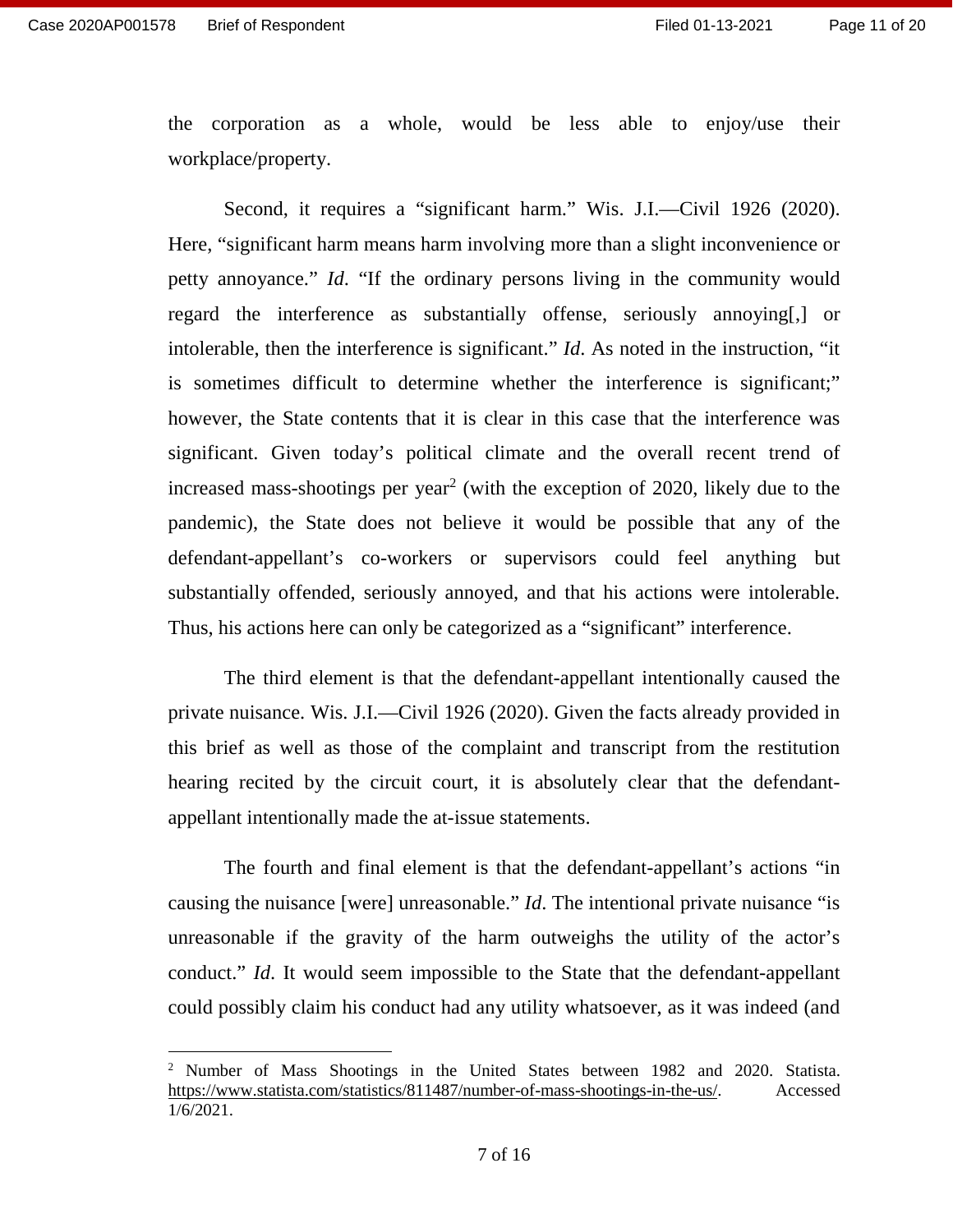the corporation as a whole, would be less able to enjoy/use their workplace/property.

Second, it requires a "significant harm." Wis. J.I.—Civil 1926 (2020). Here, "significant harm means harm involving more than a slight inconvenience or petty annoyance." *Id*. "If the ordinary persons living in the community would regard the interference as substantially offense, seriously annoying[,] or intolerable, then the interference is significant." *Id*. As noted in the instruction, "it is sometimes difficult to determine whether the interference is significant;" however, the State contents that it is clear in this case that the interference was significant. Given today's political climate and the overall recent trend of increased mass-shootings per year[2] (with the exception of 2020, likely due to the pandemic), the State does not believe it would be possible that any of the defendant-appellant's co-workers or supervisors could feel anything but substantially offended, seriously annoyed, and that his actions were intolerable. Thus, his actions here can only be categorized as a "significant" interference.

The third element is that the defendant-appellant intentionally caused the private nuisance. Wis. J.I.—Civil 1926 (2020). Given the facts already provided in this brief as well as those of the complaint and transcript from the restitution hearing recited by the circuit court, it is absolutely clear that the defendant-appellant intentionally made the at-issue statements.

The fourth and final element is that the defendant-appellant's actions "in causing the nuisance [were] unreasonable." *Id*. The intentional private nuisance "is unreasonable if the gravity of the harm outweighs the utility of the actor's conduct." *Id*. It would seem impossible to the State that the defendant-appellant could possibly claim his conduct had any utility whatsoever, as it was indeed (and

---

[2] Number of Mass Shootings in the United States between 1982 and 2020. Statista. https://www.statista.com/statistics/811487/number-of-mass-shootings-in-the-us/. Accessed 1/6/2021.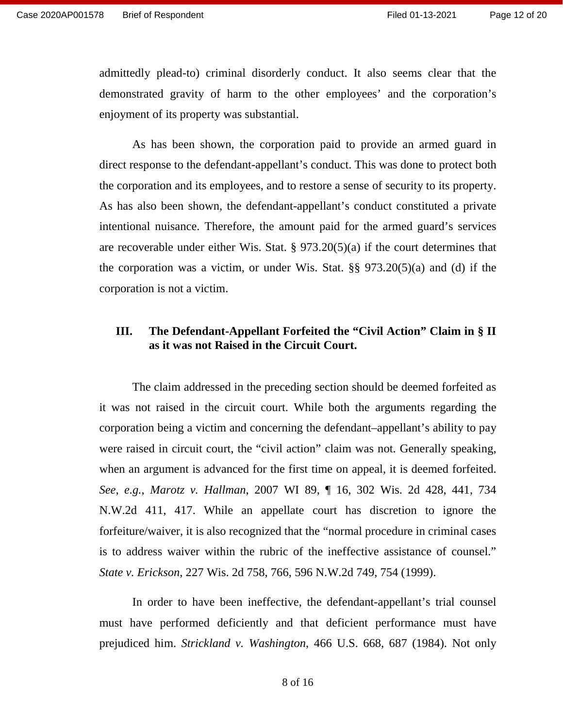admittedly plead-to) criminal disorderly conduct. It also seems clear that the demonstrated gravity of harm to the other employees' and the corporation's enjoyment of its property was substantial.

As has been shown, the corporation paid to provide an armed guard in direct response to the defendant-appellant's conduct. This was done to protect both the corporation and its employees, and to restore a sense of security to its property. As has also been shown, the defendant-appellant's conduct constituted a private intentional nuisance. Therefore, the amount paid for the armed guard's services are recoverable under either Wis. Stat. § 973.20(5)(a) if the court determines that the corporation was a victim, or under Wis. Stat. §§ 973.20(5)(a) and (d) if the corporation is not a victim.

## III. The Defendant-Appellant Forfeited the "Civil Action" Claim in § II as it was not Raised in the Circuit Court.

The claim addressed in the preceding section should be deemed forfeited as it was not raised in the circuit court. While both the arguments regarding the corporation being a victim and concerning the defendant–appellant's ability to pay were raised in circuit court, the "civil action" claim was not. Generally speaking, when an argument is advanced for the first time on appeal, it is deemed forfeited. *See*, *e.g.*, *Marotz v. Hallman*, 2007 WI 89, ¶ 16, 302 Wis. 2d 428, 441, 734 N.W.2d 411, 417. While an appellate court has discretion to ignore the forfeiture/waiver, it is also recognized that the "normal procedure in criminal cases is to address waiver within the rubric of the ineffective assistance of counsel." *State v. Erickson,* 227 Wis. 2d 758, 766, 596 N.W.2d 749, 754 (1999).

In order to have been ineffective, the defendant-appellant's trial counsel must have performed deficiently and that deficient performance must have prejudiced him. *Strickland v. Washington*, 466 U.S. 668, 687 (1984). Not only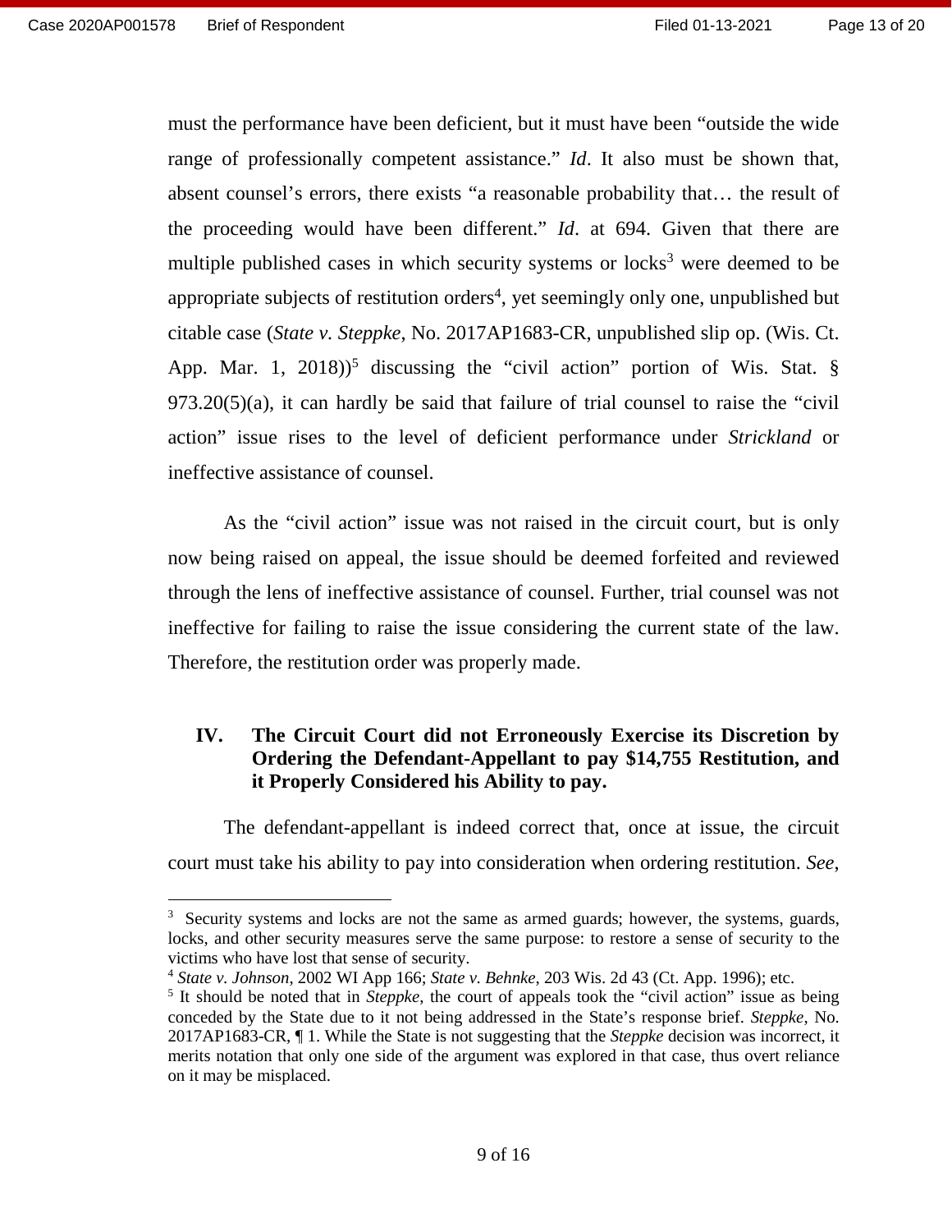must the performance have been deficient, but it must have been "outside the wide range of professionally competent assistance." *Id*. It also must be shown that, absent counsel's errors, there exists "a reasonable probability that… the result of the proceeding would have been different." *Id*. at 694. Given that there are multiple published cases in which security systems or locks[3] were deemed to be appropriate subjects of restitution orders[4], yet seemingly only one, unpublished but citable case (*State v. Steppke*, No. 2017AP1683-CR, unpublished slip op. (Wis. Ct. App. Mar. 1, 2018))[5] discussing the "civil action" portion of Wis. Stat. § 973.20(5)(a), it can hardly be said that failure of trial counsel to raise the "civil action" issue rises to the level of deficient performance under *Strickland* or ineffective assistance of counsel.

As the "civil action" issue was not raised in the circuit court, but is only now being raised on appeal, the issue should be deemed forfeited and reviewed through the lens of ineffective assistance of counsel. Further, trial counsel was not ineffective for failing to raise the issue considering the current state of the law. Therefore, the restitution order was properly made.

## IV. The Circuit Court did not Erroneously Exercise its Discretion by Ordering the Defendant-Appellant to pay $14,755 Restitution, and it Properly Considered his Ability to pay.

The defendant-appellant is indeed correct that, once at issue, the circuit court must take his ability to pay into consideration when ordering restitution. *See*,

---

[3] Security systems and locks are not the same as armed guards; however, the systems, guards, locks, and other security measures serve the same purpose: to restore a sense of security to the victims who have lost that sense of security.

[4] *State v. Johnson*, 2002 WI App 166; *State v. Behnke*, 203 Wis. 2d 43 (Ct. App. 1996); etc.

[5] It should be noted that in *Steppke*, the court of appeals took the "civil action" issue as being conceded by the State due to it not being addressed in the State's response brief. *Steppke*, No. 2017AP1683-CR, ¶ 1. While the State is not suggesting that the *Steppke* decision was incorrect, it merits notation that only one side of the argument was explored in that case, thus overt reliance on it may be misplaced.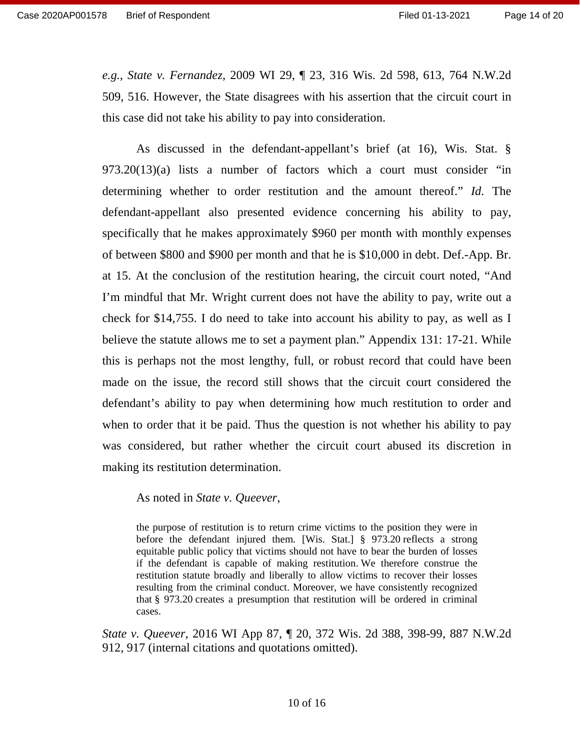*e.g.*, *State v. Fernandez*, 2009 WI 29, ¶ 23, 316 Wis. 2d 598, 613, 764 N.W.2d 509, 516. However, the State disagrees with his assertion that the circuit court in this case did not take his ability to pay into consideration.

As discussed in the defendant-appellant's brief (at 16), Wis. Stat. § 973.20(13)(a) lists a number of factors which a court must consider "in determining whether to order restitution and the amount thereof." *Id*. The defendant-appellant also presented evidence concerning his ability to pay, specifically that he makes approximately $960 per month with monthly expenses of between $800 and $900 per month and that he is $10,000 in debt. Def.-App. Br. at 15. At the conclusion of the restitution hearing, the circuit court noted, "And I'm mindful that Mr. Wright current does not have the ability to pay, write out a check for $14,755. I do need to take into account his ability to pay, as well as I believe the statute allows me to set a payment plan." Appendix 131: 17-21. While this is perhaps not the most lengthy, full, or robust record that could have been made on the issue, the record still shows that the circuit court considered the defendant's ability to pay when determining how much restitution to order and when to order that it be paid. Thus the question is not whether his ability to pay was considered, but rather whether the circuit court abused its discretion in making its restitution determination.

As noted in *State v. Queever*,

> the purpose of restitution is to return crime victims to the position they were in before the defendant injured them. [Wis. Stat.] § 973.20 reflects a strong equitable public policy that victims should not have to bear the burden of losses if the defendant is capable of making restitution. We therefore construe the restitution statute broadly and liberally to allow victims to recover their losses resulting from the criminal conduct. Moreover, we have consistently recognized that § 973.20 creates a presumption that restitution will be ordered in criminal cases.

*State v. Queever*, 2016 WI App 87, ¶ 20, 372 Wis. 2d 388, 398-99, 887 N.W.2d 912, 917 (internal citations and quotations omitted).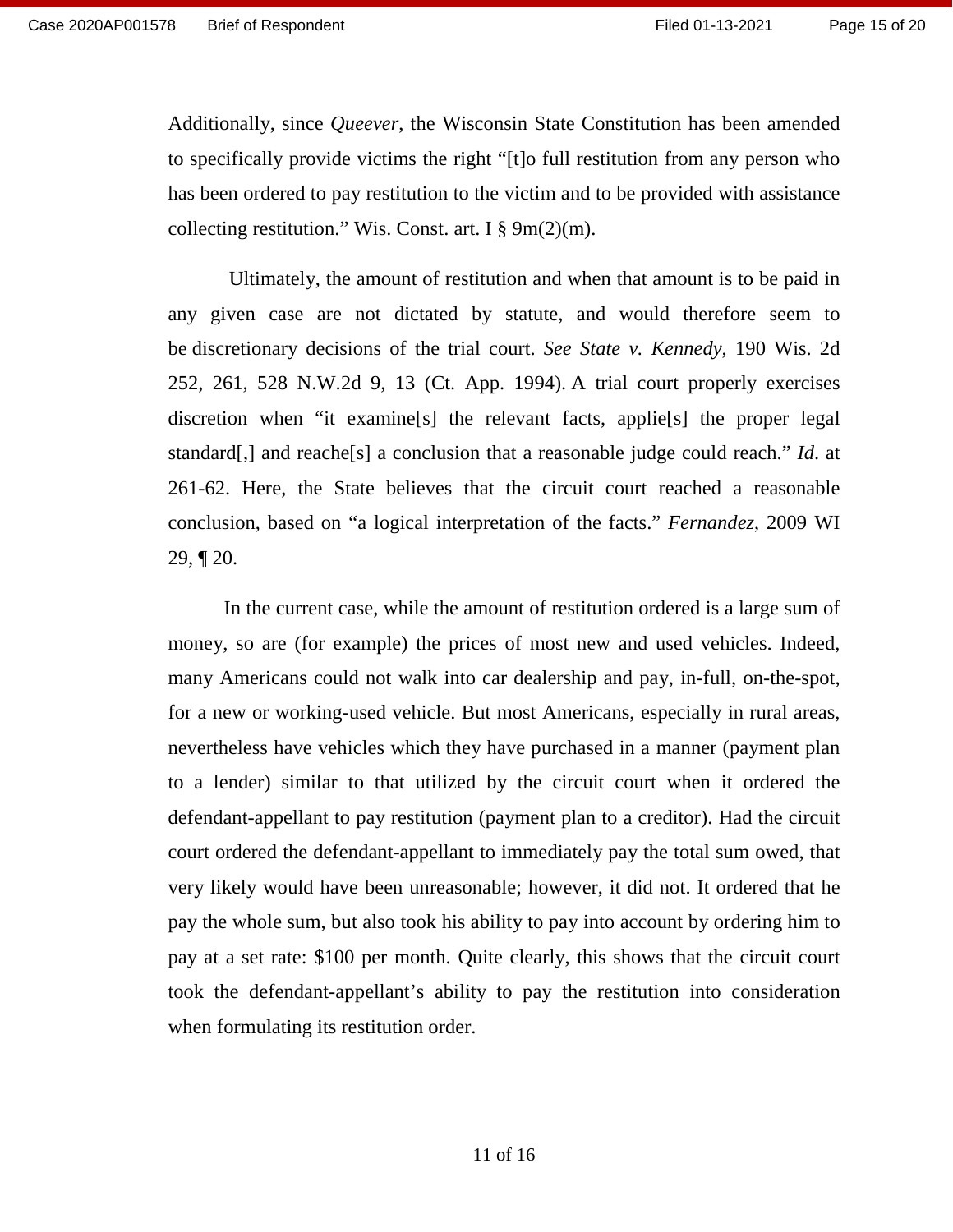Additionally, since *Queever*, the Wisconsin State Constitution has been amended to specifically provide victims the right "[t]o full restitution from any person who has been ordered to pay restitution to the victim and to be provided with assistance collecting restitution." Wis. Const. art. I § 9m(2)(m).

Ultimately, the amount of restitution and when that amount is to be paid in any given case are not dictated by statute, and would therefore seem to be discretionary decisions of the trial court. *See State v. Kennedy*, 190 Wis. 2d 252, 261, 528 N.W.2d 9, 13 (Ct. App. 1994). A trial court properly exercises discretion when "it examine[s] the relevant facts, applie[s] the proper legal standard[,] and reache[s] a conclusion that a reasonable judge could reach." *Id*. at 261-62. Here, the State believes that the circuit court reached a reasonable conclusion, based on "a logical interpretation of the facts." *Fernandez*, 2009 WI 29, ¶ 20.

In the current case, while the amount of restitution ordered is a large sum of money, so are (for example) the prices of most new and used vehicles. Indeed, many Americans could not walk into car dealership and pay, in-full, on-the-spot, for a new or working-used vehicle. But most Americans, especially in rural areas, nevertheless have vehicles which they have purchased in a manner (payment plan to a lender) similar to that utilized by the circuit court when it ordered the defendant-appellant to pay restitution (payment plan to a creditor). Had the circuit court ordered the defendant-appellant to immediately pay the total sum owed, that very likely would have been unreasonable; however, it did not. It ordered that he pay the whole sum, but also took his ability to pay into account by ordering him to pay at a set rate: $100 per month. Quite clearly, this shows that the circuit court took the defendant-appellant's ability to pay the restitution into consideration when formulating its restitution order.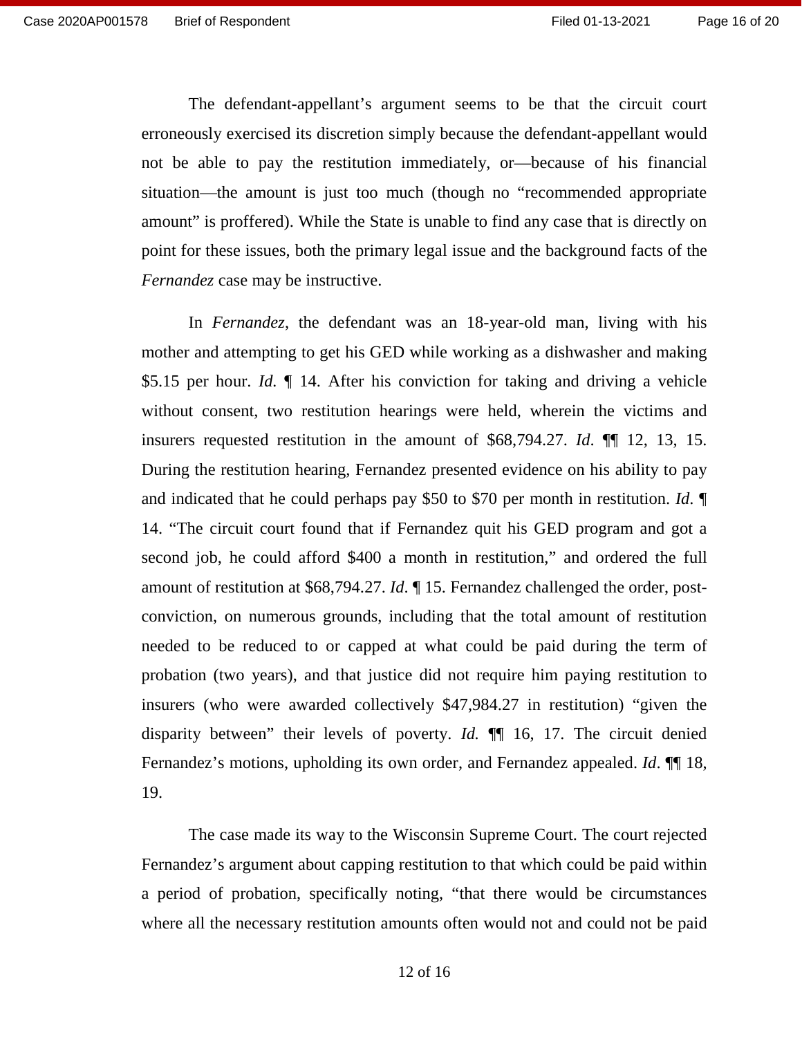The defendant-appellant's argument seems to be that the circuit court erroneously exercised its discretion simply because the defendant-appellant would not be able to pay the restitution immediately, or—because of his financial situation—the amount is just too much (though no "recommended appropriate amount" is proffered). While the State is unable to find any case that is directly on point for these issues, both the primary legal issue and the background facts of the *Fernandez* case may be instructive.

In *Fernandez*, the defendant was an 18-year-old man, living with his mother and attempting to get his GED while working as a dishwasher and making $5.15 per hour. *Id.* ¶ 14. After his conviction for taking and driving a vehicle without consent, two restitution hearings were held, wherein the victims and insurers requested restitution in the amount of $68,794.27. *Id*. ¶¶ 12, 13, 15. During the restitution hearing, Fernandez presented evidence on his ability to pay and indicated that he could perhaps pay $50 to $70 per month in restitution. *Id*. ¶ 14. "The circuit court found that if Fernandez quit his GED program and got a second job, he could afford $400 a month in restitution," and ordered the full amount of restitution at $68,794.27. *Id*. ¶ 15. Fernandez challenged the order, post-conviction, on numerous grounds, including that the total amount of restitution needed to be reduced to or capped at what could be paid during the term of probation (two years), and that justice did not require him paying restitution to insurers (who were awarded collectively $47,984.27 in restitution) "given the disparity between" their levels of poverty. *Id.* ¶¶ 16, 17. The circuit denied Fernandez's motions, upholding its own order, and Fernandez appealed. *Id*. ¶¶ 18, 19.

The case made its way to the Wisconsin Supreme Court. The court rejected Fernandez's argument about capping restitution to that which could be paid within a period of probation, specifically noting, "that there would be circumstances where all the necessary restitution amounts often would not and could not be paid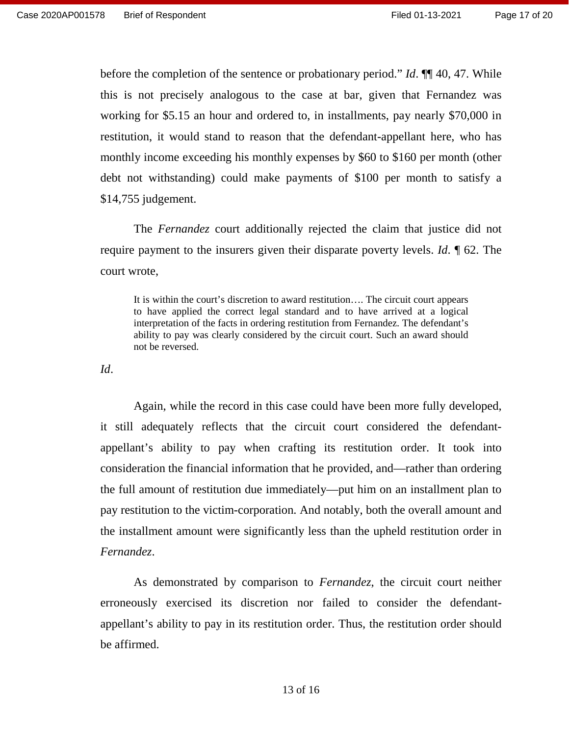before the completion of the sentence or probationary period." *Id*. ¶¶ 40, 47. While this is not precisely analogous to the case at bar, given that Fernandez was working for $5.15 an hour and ordered to, in installments, pay nearly $70,000 in restitution, it would stand to reason that the defendant-appellant here, who has monthly income exceeding his monthly expenses by $60 to $160 per month (other debt not withstanding) could make payments of $100 per month to satisfy a $14,755 judgement.

The *Fernandez* court additionally rejected the claim that justice did not require payment to the insurers given their disparate poverty levels. *Id.* ¶ 62. The court wrote,

> It is within the court's discretion to award restitution…. The circuit court appears to have applied the correct legal standard and to have arrived at a logical interpretation of the facts in ordering restitution from Fernandez. The defendant's ability to pay was clearly considered by the circuit court. Such an award should not be reversed.

*Id*.

Again, while the record in this case could have been more fully developed, it still adequately reflects that the circuit court considered the defendant-appellant's ability to pay when crafting its restitution order. It took into consideration the financial information that he provided, and—rather than ordering the full amount of restitution due immediately—put him on an installment plan to pay restitution to the victim-corporation. And notably, both the overall amount and the installment amount were significantly less than the upheld restitution order in *Fernandez*.

As demonstrated by comparison to *Fernandez*, the circuit court neither erroneously exercised its discretion nor failed to consider the defendant-appellant's ability to pay in its restitution order. Thus, the restitution order should be affirmed.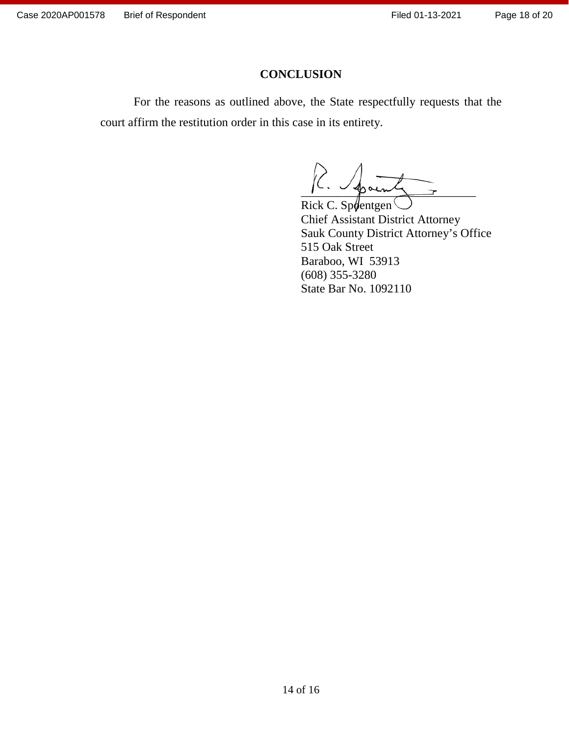## CONCLUSION

For the reasons as outlined above, the State respectfully requests that the court affirm the restitution order in this case in its entirety.

Rick C. Spoentgen
Chief Assistant District Attorney
Sauk County District Attorney's Office
515 Oak Street
Baraboo, WI 53913
(608) 355-3280
State Bar No. 1092110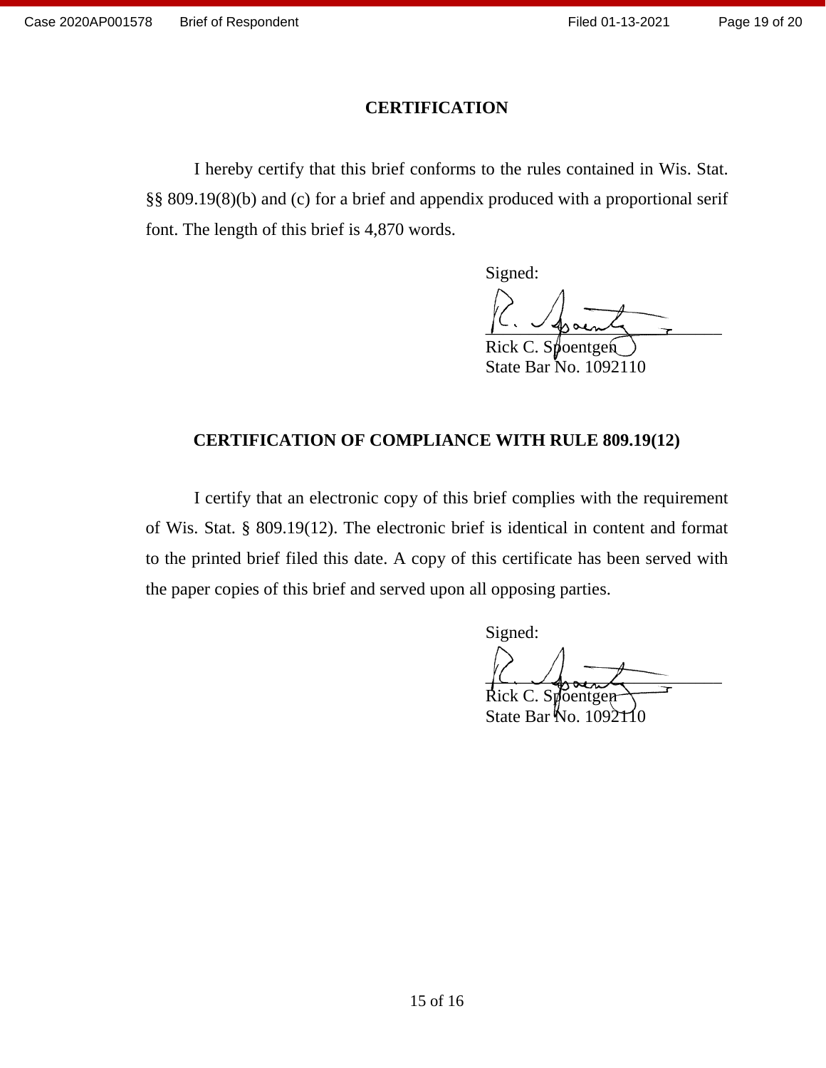## CERTIFICATION

I hereby certify that this brief conforms to the rules contained in Wis. Stat. §§ 809.19(8)(b) and (c) for a brief and appendix produced with a proportional serif font. The length of this brief is 4,870 words.

Signed:

Rick C. Spoentgen
State Bar No. 1092110

## CERTIFICATION OF COMPLIANCE WITH RULE 809.19(12)

I certify that an electronic copy of this brief complies with the requirement of Wis. Stat. § 809.19(12). The electronic brief is identical in content and format to the printed brief filed this date. A copy of this certificate has been served with the paper copies of this brief and served upon all opposing parties.

Signed:

Rick C. Spoentgen
State Bar No. 1092110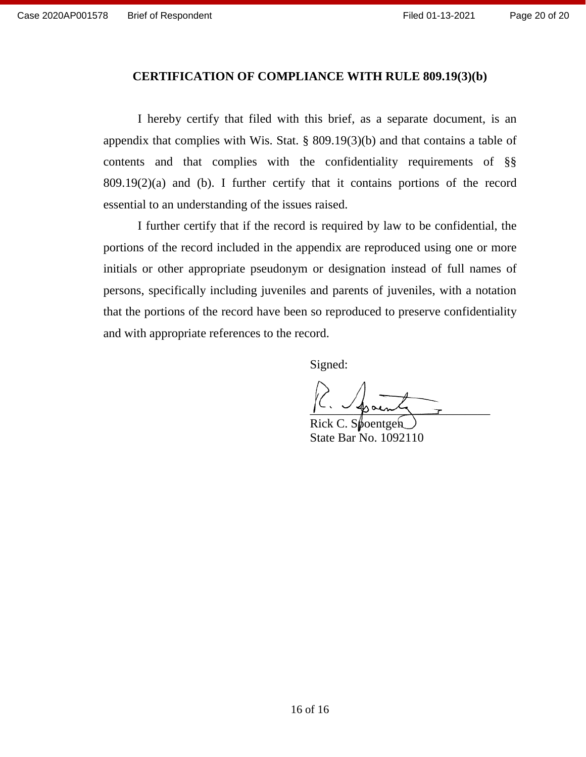## CERTIFICATION OF COMPLIANCE WITH RULE 809.19(3)(b)

I hereby certify that filed with this brief, as a separate document, is an appendix that complies with Wis. Stat. § 809.19(3)(b) and that contains a table of contents and that complies with the confidentiality requirements of §§ 809.19(2)(a) and (b). I further certify that it contains portions of the record essential to an understanding of the issues raised.

I further certify that if the record is required by law to be confidential, the portions of the record included in the appendix are reproduced using one or more initials or other appropriate pseudonym or designation instead of full names of persons, specifically including juveniles and parents of juveniles, with a notation that the portions of the record have been so reproduced to preserve confidentiality and with appropriate references to the record.

Signed:

Rick C. Spoentgen
State Bar No. 1092110